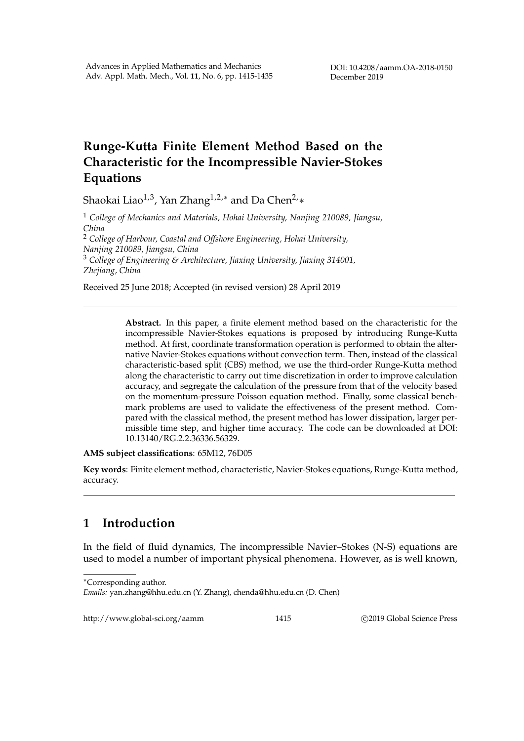# Runge-Kutta Finite Element Method Based on the Characteristic for the Incompressible Navier-Stokes Equations

Shaokai Liao[1,3], Yan Zhang[1,2,*] and Da Chen[2,*]

[1] *College of Mechanics and Materials, Hohai University, Nanjing 210089, Jiangsu, China*

[2] *College of Harbour, Coastal and Offshore Engineering, Hohai University, Nanjing 210089, Jiangsu, China*

[3] *College of Engineering & Architecture, Jiaxing University, Jiaxing 314001, Zhejiang, China*

Received 25 June 2018; Accepted (in revised version) 28 April 2019

---

**Abstract.** In this paper, a finite element method based on the characteristic for the incompressible Navier-Stokes equations is proposed by introducing Runge-Kutta method. At first, coordinate transformation operation is performed to obtain the alternative Navier-Stokes equations without convection term. Then, instead of the classical characteristic-based split (CBS) method, we use the third-order Runge-Kutta method along the characteristic to carry out time discretization in order to improve calculation accuracy, and segregate the calculation of the pressure from that of the velocity based on the momentum-pressure Poisson equation method. Finally, some classical benchmark problems are used to validate the effectiveness of the present method. Compared with the classical method, the present method has lower dissipation, larger permissible time step, and higher time accuracy. The code can be downloaded at DOI: 10.13140/RG.2.2.36336.56329.

**AMS subject classifications**: 65M12, 76D05

**Key words**: Finite element method, characteristic, Navier-Stokes equations, Runge-Kutta method, accuracy.

---

## 1 Introduction

In the field of fluid dynamics, The incompressible Navier–Stokes (N-S) equations are used to model a number of important physical phenomena. However, as is well known,

*Corresponding author.

*Emails:* yan.zhang@hhu.edu.cn (Y. Zhang), chenda@hhu.edu.cn (D. Chen)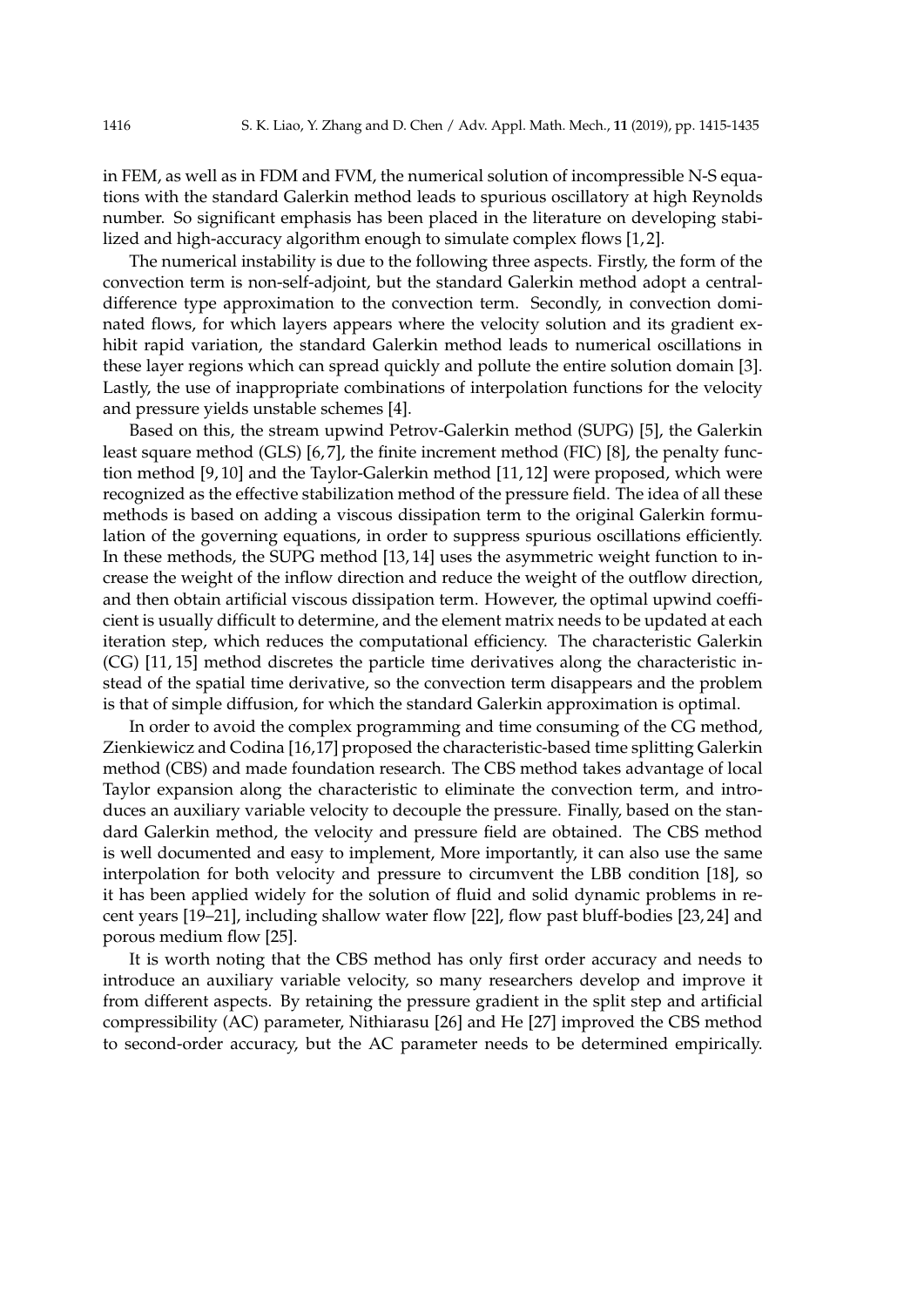in FEM, as well as in FDM and FVM, the numerical solution of incompressible N-S equations with the standard Galerkin method leads to spurious oscillatory at high Reynolds number. So significant emphasis has been placed in the literature on developing stabilized and high-accuracy algorithm enough to simulate complex flows [1,2].

The numerical instability is due to the following three aspects. Firstly, the form of the convection term is non-self-adjoint, but the standard Galerkin method adopt a central-difference type approximation to the convection term. Secondly, in convection dominated flows, for which layers appears where the velocity solution and its gradient exhibit rapid variation, the standard Galerkin method leads to numerical oscillations in these layer regions which can spread quickly and pollute the entire solution domain [3]. Lastly, the use of inappropriate combinations of interpolation functions for the velocity and pressure yields unstable schemes [4].

Based on this, the stream upwind Petrov-Galerkin method (SUPG) [5], the Galerkin least square method (GLS) [6,7], the finite increment method (FIC) [8], the penalty function method [9,10] and the Taylor-Galerkin method [11,12] were proposed, which were recognized as the effective stabilization method of the pressure field. The idea of all these methods is based on adding a viscous dissipation term to the original Galerkin formulation of the governing equations, in order to suppress spurious oscillations efficiently. In these methods, the SUPG method [13,14] uses the asymmetric weight function to increase the weight of the inflow direction and reduce the weight of the outflow direction, and then obtain artificial viscous dissipation term. However, the optimal upwind coefficient is usually difficult to determine, and the element matrix needs to be updated at each iteration step, which reduces the computational efficiency. The characteristic Galerkin (CG) [11,15] method discretes the particle time derivatives along the characteristic instead of the spatial time derivative, so the convection term disappears and the problem is that of simple diffusion, for which the standard Galerkin approximation is optimal.

In order to avoid the complex programming and time consuming of the CG method, Zienkiewicz and Codina [16,17] proposed the characteristic-based time splitting Galerkin method (CBS) and made foundation research. The CBS method takes advantage of local Taylor expansion along the characteristic to eliminate the convection term, and introduces an auxiliary variable velocity to decouple the pressure. Finally, based on the standard Galerkin method, the velocity and pressure field are obtained. The CBS method is well documented and easy to implement, More importantly, it can also use the same interpolation for both velocity and pressure to circumvent the LBB condition [18], so it has been applied widely for the solution of fluid and solid dynamic problems in recent years [19–21], including shallow water flow [22], flow past bluff-bodies [23,24] and porous medium flow [25].

It is worth noting that the CBS method has only first order accuracy and needs to introduce an auxiliary variable velocity, so many researchers develop and improve it from different aspects. By retaining the pressure gradient in the split step and artificial compressibility (AC) parameter, Nithiarasu [26] and He [27] improved the CBS method to second-order accuracy, but the AC parameter needs to be determined empirically.